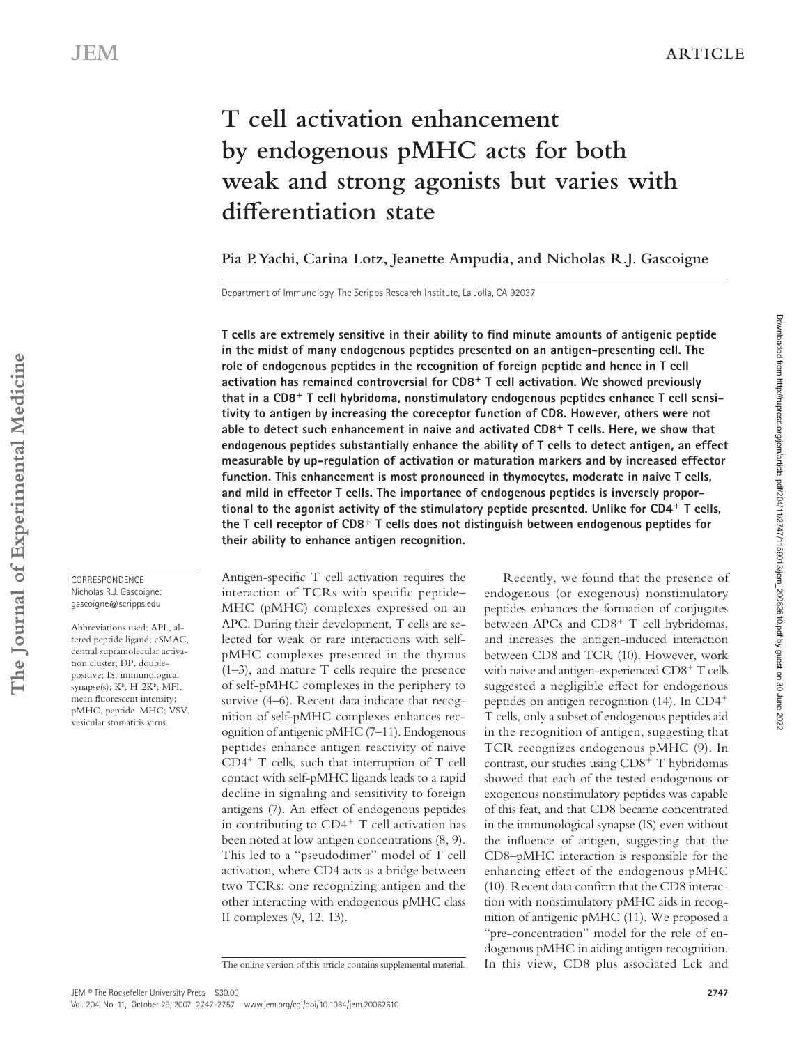# T cell activation enhancement by endogenous pMHC acts for both weak and strong agonists but varies with differentiation state

**Pia P. Yachi, Carina Lotz, Jeanette Ampudia, and Nicholas R.J. Gascoigne**

Department of Immunology, The Scripps Research Institute, La Jolla, CA 92037

**T cells are extremely sensitive in their ability to find minute amounts of antigenic peptide in the midst of many endogenous peptides presented on an antigen-presenting cell. The role of endogenous peptides in the recognition of foreign peptide and hence in T cell activation has remained controversial for CD8$^+$ T cell activation. We showed previously that in a CD8$^+$ T cell hybridoma, nonstimulatory endogenous peptides enhance T cell sensitivity to antigen by increasing the coreceptor function of CD8. However, others were not able to detect such enhancement in naive and activated CD8$^+$ T cells. Here, we show that endogenous peptides substantially enhance the ability of T cells to detect antigen, an effect measurable by up-regulation of activation or maturation markers and by increased effector function. This enhancement is most pronounced in thymocytes, moderate in naive T cells, and mild in effector T cells. The importance of endogenous peptides is inversely proportional to the agonist activity of the stimulatory peptide presented. Unlike for CD4$^+$ T cells, the T cell receptor of CD8$^+$ T cells does not distinguish between endogenous peptides for their ability to enhance antigen recognition.**

CORRESPONDENCE
Nicholas R.J. Gascoigne:
gascoigne@scripps.edu

Abbreviations used: APL, altered peptide ligand; cSMAC, central supramolecular activation cluster; DP, double-positive; IS, immunological synapse(s); K$^b$, H-2K$^b$; MFI, mean fluorescent intensity; pMHC, peptide–MHC; VSV, vesicular stomatitis virus.

Antigen-specific T cell activation requires the interaction of TCRs with specific peptide–MHC (pMHC) complexes expressed on an APC. During their development, T cells are selected for weak or rare interactions with self-pMHC complexes presented in the thymus (1–3), and mature T cells require the presence of self-pMHC complexes in the periphery to survive (4–6). Recent data indicate that recognition of self-pMHC complexes enhances recognition of antigenic pMHC (7–11). Endogenous peptides enhance antigen reactivity of naive CD4$^+$ T cells, such that interruption of T cell contact with self-pMHC ligands leads to a rapid decline in signaling and sensitivity to foreign antigens (7). An effect of endogenous peptides in contributing to CD4$^+$ T cell activation has been noted at low antigen concentrations (8, 9). This led to a "pseudodimer" model of T cell activation, where CD4 acts as a bridge between two TCRs: one recognizing antigen and the other interacting with endogenous pMHC class II complexes (9, 12, 13).

Recently, we found that the presence of endogenous (or exogenous) nonstimulatory peptides enhances the formation of conjugates between APCs and CD8$^+$ T cell hybridomas, and increases the antigen-induced interaction between CD8 and TCR (10). However, work with naive and antigen-experienced CD8$^+$ T cells suggested a negligible effect for endogenous peptides on antigen recognition (14). In CD4$^+$ T cells, only a subset of endogenous peptides aid in the recognition of antigen, suggesting that TCR recognizes endogenous pMHC (9). In contrast, our studies using CD8$^+$ T hybridomas showed that each of the tested endogenous or exogenous nonstimulatory peptides was capable of this feat, and that CD8 became concentrated in the immunological synapse (IS) even without the influence of antigen, suggesting that the CD8–pMHC interaction is responsible for the enhancing effect of the endogenous pMHC (10). Recent data confirm that the CD8 interaction with nonstimulatory pMHC aids in recognition of antigenic pMHC (11). We proposed a "pre-concentration" model for the role of endogenous pMHC in aiding antigen recognition. In this view, CD8 plus associated Lck and

The online version of this article contains supplemental material.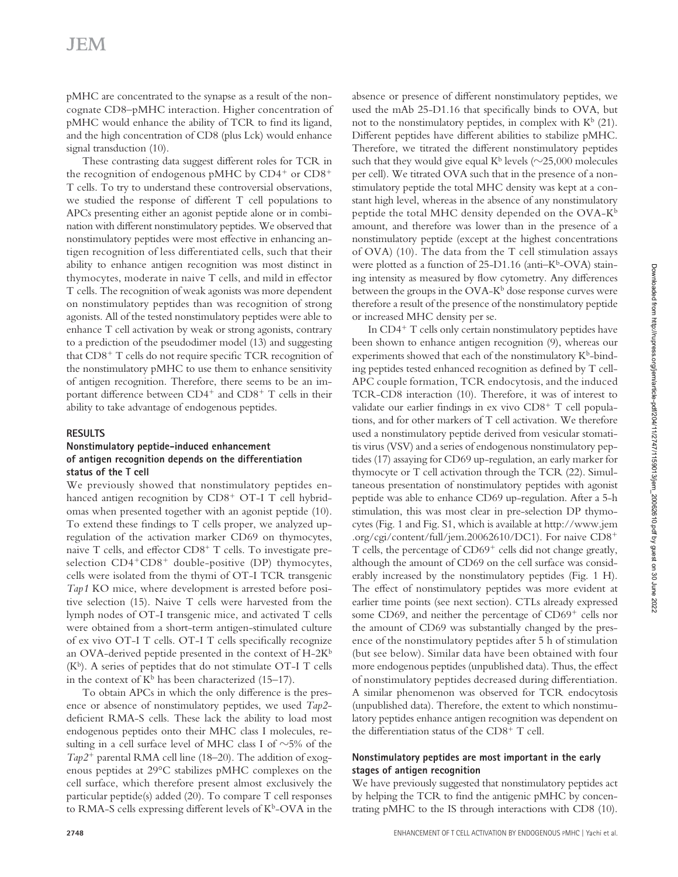pMHC are concentrated to the synapse as a result of the noncognate CD8–pMHC interaction. Higher concentration of pMHC would enhance the ability of TCR to find its ligand, and the high concentration of CD8 (plus Lck) would enhance signal transduction (10).

These contrasting data suggest different roles for TCR in the recognition of endogenous pMHC by $CD4^+$ or $CD8^+$ T cells. To try to understand these controversial observations, we studied the response of different T cell populations to APCs presenting either an agonist peptide alone or in combination with different nonstimulatory peptides. We observed that nonstimulatory peptides were most effective in enhancing antigen recognition of less differentiated cells, such that their ability to enhance antigen recognition was most distinct in thymocytes, moderate in naive T cells, and mild in effector T cells. The recognition of weak agonists was more dependent on nonstimulatory peptides than was recognition of strong agonists. All of the tested nonstimulatory peptides were able to enhance T cell activation by weak or strong agonists, contrary to a prediction of the pseudodimer model (13) and suggesting that $CD8^+$ T cells do not require specific TCR recognition of the nonstimulatory pMHC to use them to enhance sensitivity of antigen recognition. Therefore, there seems to be an important difference between $CD4^+$ and $CD8^+$ T cells in their ability to take advantage of endogenous peptides.

## RESULTS

### Nonstimulatory peptide-induced enhancement of antigen recognition depends on the differentiation status of the T cell

We previously showed that nonstimulatory peptides enhanced antigen recognition by $CD8^+$ OT-I T cell hybridomas when presented together with an agonist peptide (10). To extend these findings to T cells proper, we analyzed upregulation of the activation marker CD69 on thymocytes, naive T cells, and effector $CD8^+$ T cells. To investigate preselection $CD4^+CD8^+$ double-positive (DP) thymocytes, cells were isolated from the thymi of OT-I TCR transgenic *Tap1* KO mice, where development is arrested before positive selection (15). Naive T cells were harvested from the lymph nodes of OT-I transgenic mice, and activated T cells were obtained from a short-term antigen-stimulated culture of ex vivo OT-I T cells. OT-I T cells specifically recognize an OVA-derived peptide presented in the context of H-$2K^b$ ($K^b$). A series of peptides that do not stimulate OT-I T cells in the context of $K^b$ has been characterized (15–17).

To obtain APCs in which the only difference is the presence or absence of nonstimulatory peptides, we used *Tap2*-deficient RMA-S cells. These lack the ability to load most endogenous peptides onto their MHC class I molecules, resulting in a cell surface level of MHC class I of ~5% of the *Tap2*$^+$ parental RMA cell line (18–20). The addition of exogenous peptides at 29°C stabilizes pMHC complexes on the cell surface, which therefore present almost exclusively the particular peptide(s) added (20). To compare T cell responses to RMA-S cells expressing different levels of $K^b$-OVA in the absence or presence of different nonstimulatory peptides, we used the mAb 25-D1.16 that specifically binds to OVA, but not to the nonstimulatory peptides, in complex with $K^b$ (21). Different peptides have different abilities to stabilize pMHC. Therefore, we titrated the different nonstimulatory peptides such that they would give equal $K^b$ levels (~25,000 molecules per cell). We titrated OVA such that in the presence of a nonstimulatory peptide the total MHC density was kept at a constant high level, whereas in the absence of any nonstimulatory peptide the total MHC density depended on the OVA-$K^b$ amount, and therefore was lower than in the presence of a nonstimulatory peptide (except at the highest concentrations of OVA) (10). The data from the T cell stimulation assays were plotted as a function of 25-D1.16 (anti–$K^b$-OVA) staining intensity as measured by flow cytometry. Any differences between the groups in the OVA-$K^b$ dose response curves were therefore a result of the presence of the nonstimulatory peptide or increased MHC density per se.

In $CD4^+$ T cells only certain nonstimulatory peptides have been shown to enhance antigen recognition (9), whereas our experiments showed that each of the nonstimulatory $K^b$-binding peptides tested enhanced recognition as defined by T cell–APC couple formation, TCR endocytosis, and the induced TCR-CD8 interaction (10). Therefore, it was of interest to validate our earlier findings in ex vivo $CD8^+$ T cell populations, and for other markers of T cell activation. We therefore used a nonstimulatory peptide derived from vesicular stomatitis virus (VSV) and a series of endogenous nonstimulatory peptides (17) assaying for CD69 up-regulation, an early marker for thymocyte or T cell activation through the TCR (22). Simultaneous presentation of nonstimulatory peptides with agonist peptide was able to enhance CD69 up-regulation. After a 5-h stimulation, this was most clear in pre-selection DP thymocytes (Fig. 1 and Fig. S1, which is available at http://www.jem.org/cgi/content/full/jem.20062610/DC1). For naive $CD8^+$ T cells, the percentage of $CD69^+$ cells did not change greatly, although the amount of CD69 on the cell surface was considerably increased by the nonstimulatory peptides (Fig. 1 H). The effect of nonstimulatory peptides was more evident at earlier time points (see next section). CTLs already expressed some CD69, and neither the percentage of $CD69^+$ cells nor the amount of CD69 was substantially changed by the presence of the nonstimulatory peptides after 5 h of stimulation (but see below). Similar data have been obtained with four more endogenous peptides (unpublished data). Thus, the effect of nonstimulatory peptides decreased during differentiation. A similar phenomenon was observed for TCR endocytosis (unpublished data). Therefore, the extent to which nonstimulatory peptides enhance antigen recognition was dependent on the differentiation status of the $CD8^+$ T cell.

### Nonstimulatory peptides are most important in the early stages of antigen recognition

We have previously suggested that nonstimulatory peptides act by helping the TCR to find the antigenic pMHC by concentrating pMHC to the IS through interactions with CD8 (10).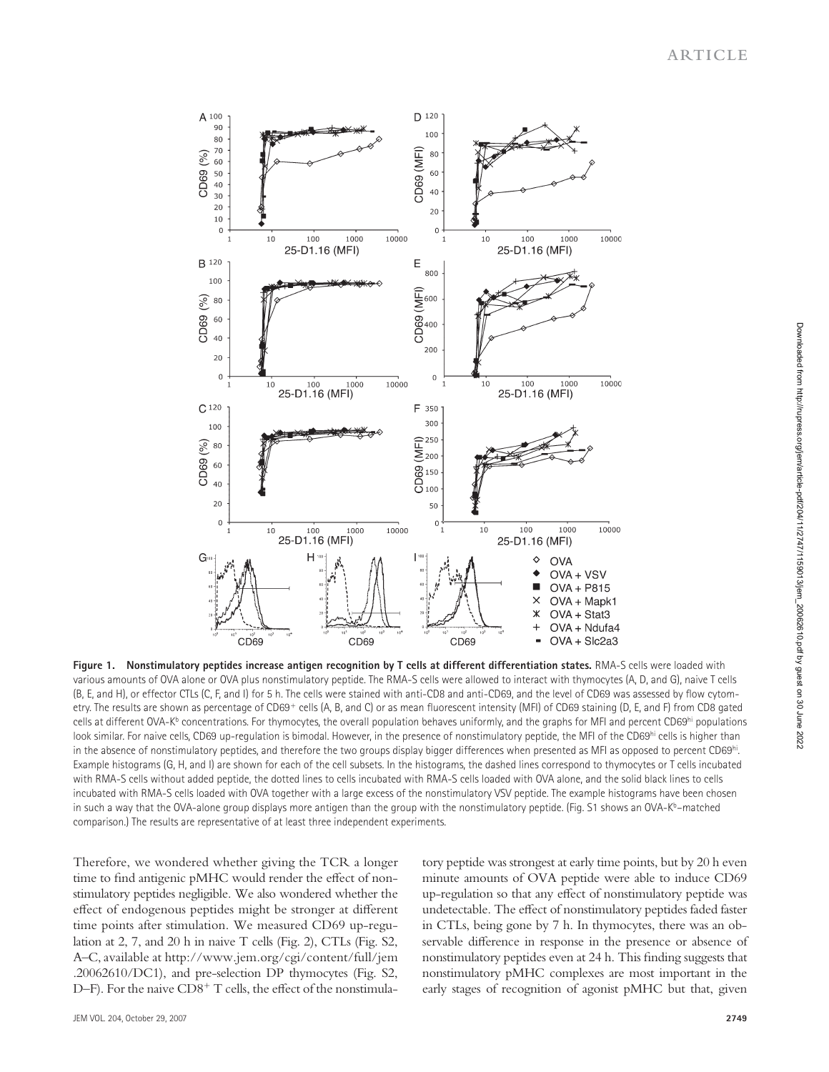**Figure 1. Nonstimulatory peptides increase antigen recognition by T cells at different differentiation states.** RMA-S cells were loaded with various amounts of OVA alone or OVA plus nonstimulatory peptide. The RMA-S cells were allowed to interact with thymocytes (A, D, and G), naive T cells (B, E, and H), or effector CTLs (C, F, and I) for 5 h. The cells were stained with anti-CD8 and anti-CD69, and the level of CD69 was assessed by flow cytometry. The results are shown as percentage of CD69+ cells (A, B, and C) or as mean fluorescent intensity (MFI) of CD69 staining (D, E, and F) from CD8 gated cells at different OVA-K$^b$ concentrations. For thymocytes, the overall population behaves uniformly, and the graphs for MFI and percent CD69$^{hi}$ populations look similar. For naive cells, CD69 up-regulation is bimodal. However, in the presence of nonstimulatory peptide, the MFI of the CD69$^{hi}$ cells is higher than in the absence of nonstimulatory peptides, and therefore the two groups display bigger differences when presented as MFI as opposed to percent CD69$^{hi}$. Example histograms (G, H, and I) are shown for each of the cell subsets. In the histograms, the dashed lines correspond to thymocytes or T cells incubated with RMA-S cells without added peptide, the dotted lines to cells incubated with RMA-S cells loaded with OVA alone, and the solid black lines to cells incubated with RMA-S cells loaded with OVA together with a large excess of the nonstimulatory VSV peptide. The example histograms have been chosen in such a way that the OVA-alone group displays more antigen than the group with the nonstimulatory peptide. (Fig. S1 shows an OVA-K$^b$–matched comparison.) The results are representative of at least three independent experiments.

Therefore, we wondered whether giving the TCR a longer time to find antigenic pMHC would render the effect of nonstimulatory peptides negligible. We also wondered whether the effect of endogenous peptides might be stronger at different time points after stimulation. We measured CD69 up-regulation at 2, 7, and 20 h in naive T cells (Fig. 2), CTLs (Fig. S2, A–C, available at http://www.jem.org/cgi/content/full/jem.20062610/DC1), and pre-selection DP thymocytes (Fig. S2, D–F). For the naive CD8+ T cells, the effect of the nonstimulatory peptide was strongest at early time points, but by 20 h even minute amounts of OVA peptide were able to induce CD69 up-regulation so that any effect of nonstimulatory peptide was undetectable. The effect of nonstimulatory peptides faded faster in CTLs, being gone by 7 h. In thymocytes, there was an observable difference in response in the presence or absence of nonstimulatory peptides even at 24 h. This finding suggests that nonstimulatory pMHC complexes are most important in the early stages of recognition of agonist pMHC but that, given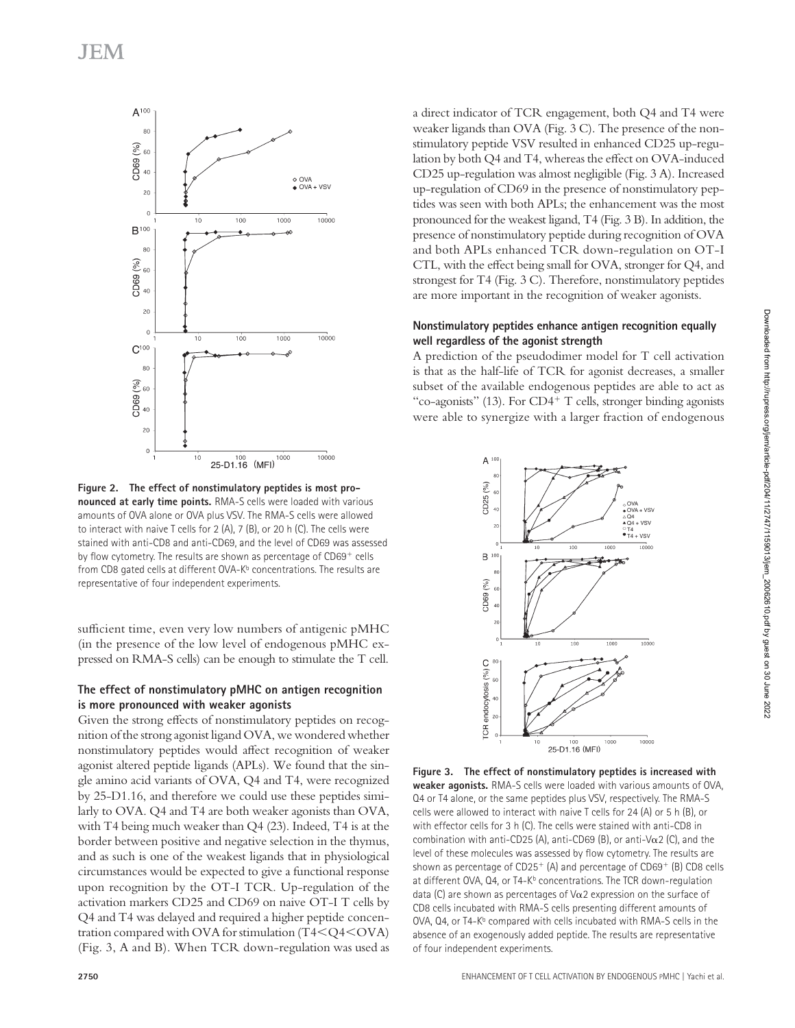**Figure 2. The effect of nonstimulatory peptides is most pronounced at early time points.** RMA-S cells were loaded with various amounts of OVA alone or OVA plus VSV. The RMA-S cells were allowed to interact with naive T cells for 2 (A), 7 (B), or 20 h (C). The cells were stained with anti-CD8 and anti-CD69, and the level of CD69 was assessed by flow cytometry. The results are shown as percentage of CD69$^+$ cells from CD8 gated cells at different OVA-K$^b$ concentrations. The results are representative of four independent experiments.

sufficient time, even very low numbers of antigenic pMHC (in the presence of the low level of endogenous pMHC expressed on RMA-S cells) can be enough to stimulate the T cell.

### The effect of nonstimulatory pMHC on antigen recognition is more pronounced with weaker agonists

Given the strong effects of nonstimulatory peptides on recognition of the strong agonist ligand OVA, we wondered whether nonstimulatory peptides would affect recognition of weaker agonist altered peptide ligands (APLs). We found that the single amino acid variants of OVA, Q4 and T4, were recognized by 25-D1.16, and therefore we could use these peptides similarly to OVA. Q4 and T4 are both weaker agonists than OVA, with T4 being much weaker than Q4 (23). Indeed, T4 is at the border between positive and negative selection in the thymus, and as such is one of the weakest ligands that in physiological circumstances would be expected to give a functional response upon recognition by the OT-I TCR. Up-regulation of the activation markers CD25 and CD69 on naive OT-I T cells by Q4 and T4 was delayed and required a higher peptide concentration compared with OVA for stimulation (T4<Q4<OVA) (Fig. 3, A and B). When TCR down-regulation was used as a direct indicator of TCR engagement, both Q4 and T4 were weaker ligands than OVA (Fig. 3 C). The presence of the nonstimulatory peptide VSV resulted in enhanced CD25 up-regulation by both Q4 and T4, whereas the effect on OVA-induced CD25 up-regulation was almost negligible (Fig. 3 A). Increased up-regulation of CD69 in the presence of nonstimulatory peptides was seen with both APLs; the enhancement was the most pronounced for the weakest ligand, T4 (Fig. 3 B). In addition, the presence of nonstimulatory peptide during recognition of OVA and both APLs enhanced TCR down-regulation on OT-I CTL, with the effect being small for OVA, stronger for Q4, and strongest for T4 (Fig. 3 C). Therefore, nonstimulatory peptides are more important in the recognition of weaker agonists.

### Nonstimulatory peptides enhance antigen recognition equally well regardless of the agonist strength

A prediction of the pseudodimer model for T cell activation is that as the half-life of TCR for agonist decreases, a smaller subset of the available endogenous peptides are able to act as "co-agonists" (13). For CD4$^+$ T cells, stronger binding agonists were able to synergize with a larger fraction of endogenous

**Figure 3. The effect of nonstimulatory peptides is increased with weaker agonists.** RMA-S cells were loaded with various amounts of OVA, Q4 or T4 alone, or the same peptides plus VSV, respectively. The RMA-S cells were allowed to interact with naive T cells for 24 (A) or 5 h (B), or with effector cells for 3 h (C). The cells were stained with anti-CD8 in combination with anti-CD25 (A), anti-CD69 (B), or anti-V$\alpha$2 (C), and the level of these molecules was assessed by flow cytometry. The results are shown as percentage of CD25$^+$ (A) and percentage of CD69$^+$ (B) CD8 cells at different OVA, Q4, or T4-K$^b$ concentrations. The TCR down-regulation data (C) are shown as percentages of V$\alpha$2 expression on the surface of CD8 cells incubated with RMA-S cells presenting different amounts of OVA, Q4, or T4-K$^b$ compared with cells incubated with RMA-S cells in the absence of an exogenously added peptide. The results are representative of four independent experiments.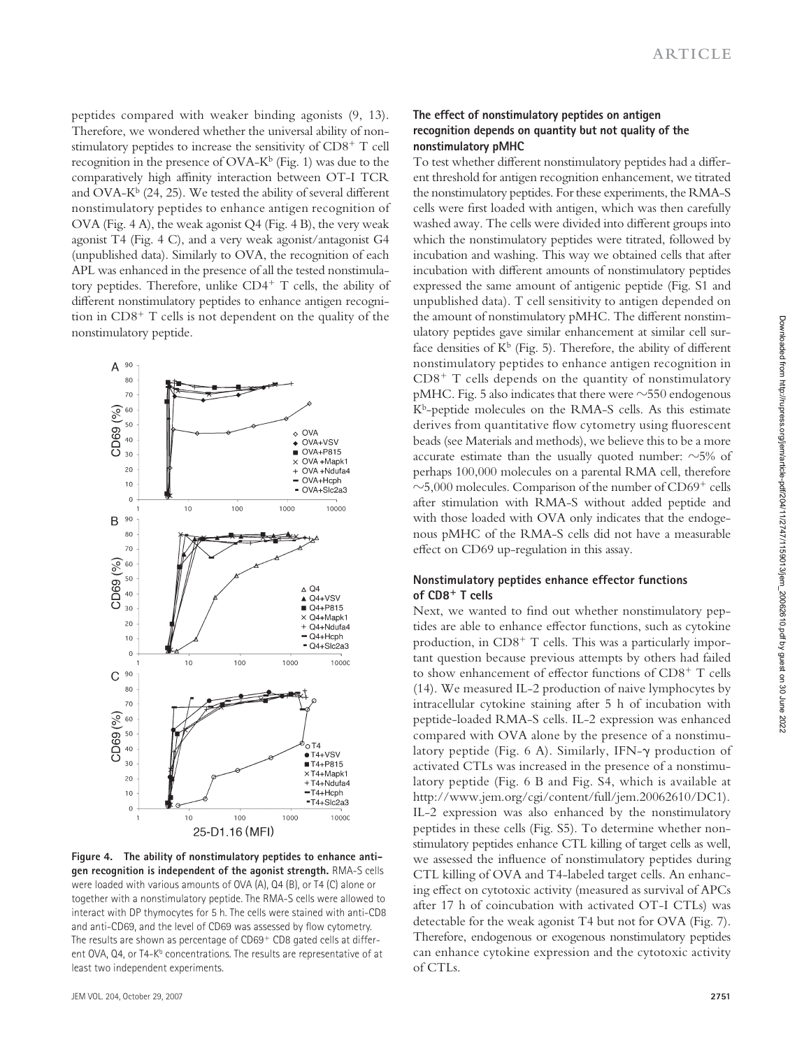peptides compared with weaker binding agonists (9, 13). Therefore, we wondered whether the universal ability of nonstimulatory peptides to increase the sensitivity of $CD8^+$ T cell recognition in the presence of OVA-$K^b$ (Fig. 1) was due to the comparatively high affinity interaction between OT-I TCR and OVA-$K^b$ (24, 25). We tested the ability of several different nonstimulatory peptides to enhance antigen recognition of OVA (Fig. 4 A), the weak agonist Q4 (Fig. 4 B), the very weak agonist T4 (Fig. 4 C), and a very weak agonist/antagonist G4 (unpublished data). Similarly to OVA, the recognition of each APL was enhanced in the presence of all the tested nonstimulatory peptides. Therefore, unlike $CD4^+$ T cells, the ability of different nonstimulatory peptides to enhance antigen recognition in $CD8^+$ T cells is not dependent on the quality of the nonstimulatory peptide.

**Figure 4. The ability of nonstimulatory peptides to enhance antigen recognition is independent of the agonist strength.** RMA-S cells were loaded with various amounts of OVA (A), Q4 (B), or T4 (C) alone or together with a nonstimulatory peptide. The RMA-S cells were allowed to interact with DP thymocytes for 5 h. The cells were stained with anti-CD8 and anti-CD69, and the level of CD69 was assessed by flow cytometry. The results are shown as percentage of $CD69^+$ CD8 gated cells at different OVA, Q4, or T4-$K^b$ concentrations. The results are representative of at least two independent experiments.

### The effect of nonstimulatory peptides on antigen recognition depends on quantity but not quality of the nonstimulatory pMHC

To test whether different nonstimulatory peptides had a different threshold for antigen recognition enhancement, we titrated the nonstimulatory peptides. For these experiments, the RMA-S cells were first loaded with antigen, which was then carefully washed away. The cells were divided into different groups into which the nonstimulatory peptides were titrated, followed by incubation and washing. This way we obtained cells that after incubation with different amounts of nonstimulatory peptides expressed the same amount of antigenic peptide (Fig. S1 and unpublished data). T cell sensitivity to antigen depended on the amount of nonstimulatory pMHC. The different nonstimulatory peptides gave similar enhancement at similar cell surface densities of $K^b$ (Fig. 5). Therefore, the ability of different nonstimulatory peptides to enhance antigen recognition in $CD8^+$ T cells depends on the quantity of nonstimulatory pMHC. Fig. 5 also indicates that there were ~550 endogenous $K^b$-peptide molecules on the RMA-S cells. As this estimate derives from quantitative flow cytometry using fluorescent beads (see Materials and methods), we believe this to be a more accurate estimate than the usually quoted number: ~5% of perhaps 100,000 molecules on a parental RMA cell, therefore ~5,000 molecules. Comparison of the number of $CD69^+$ cells after stimulation with RMA-S without added peptide and with those loaded with OVA only indicates that the endogenous pMHC of the RMA-S cells did not have a measurable effect on CD69 up-regulation in this assay.

### Nonstimulatory peptides enhance effector functions of $CD8^+$ T cells

Next, we wanted to find out whether nonstimulatory peptides are able to enhance effector functions, such as cytokine production, in $CD8^+$ T cells. This was a particularly important question because previous attempts by others had failed to show enhancement of effector functions of $CD8^+$ T cells (14). We measured IL-2 production of naive lymphocytes by intracellular cytokine staining after 5 h of incubation with peptide-loaded RMA-S cells. IL-2 expression was enhanced compared with OVA alone by the presence of a nonstimulatory peptide (Fig. 6 A). Similarly, IFN-$\gamma$ production of activated CTLs was increased in the presence of a nonstimulatory peptide (Fig. 6 B and Fig. S4, which is available at http://www.jem.org/cgi/content/full/jem.20062610/DC1). IL-2 expression was also enhanced by the nonstimulatory peptides in these cells (Fig. S5). To determine whether nonstimulatory peptides enhance CTL killing of target cells as well, we assessed the influence of nonstimulatory peptides during CTL killing of OVA and T4-labeled target cells. An enhancing effect on cytotoxic activity (measured as survival of APCs after 17 h of coincubation with activated OT-I CTLs) was detectable for the weak agonist T4 but not for OVA (Fig. 7). Therefore, endogenous or exogenous nonstimulatory peptides can enhance cytokine expression and the cytotoxic activity of CTLs.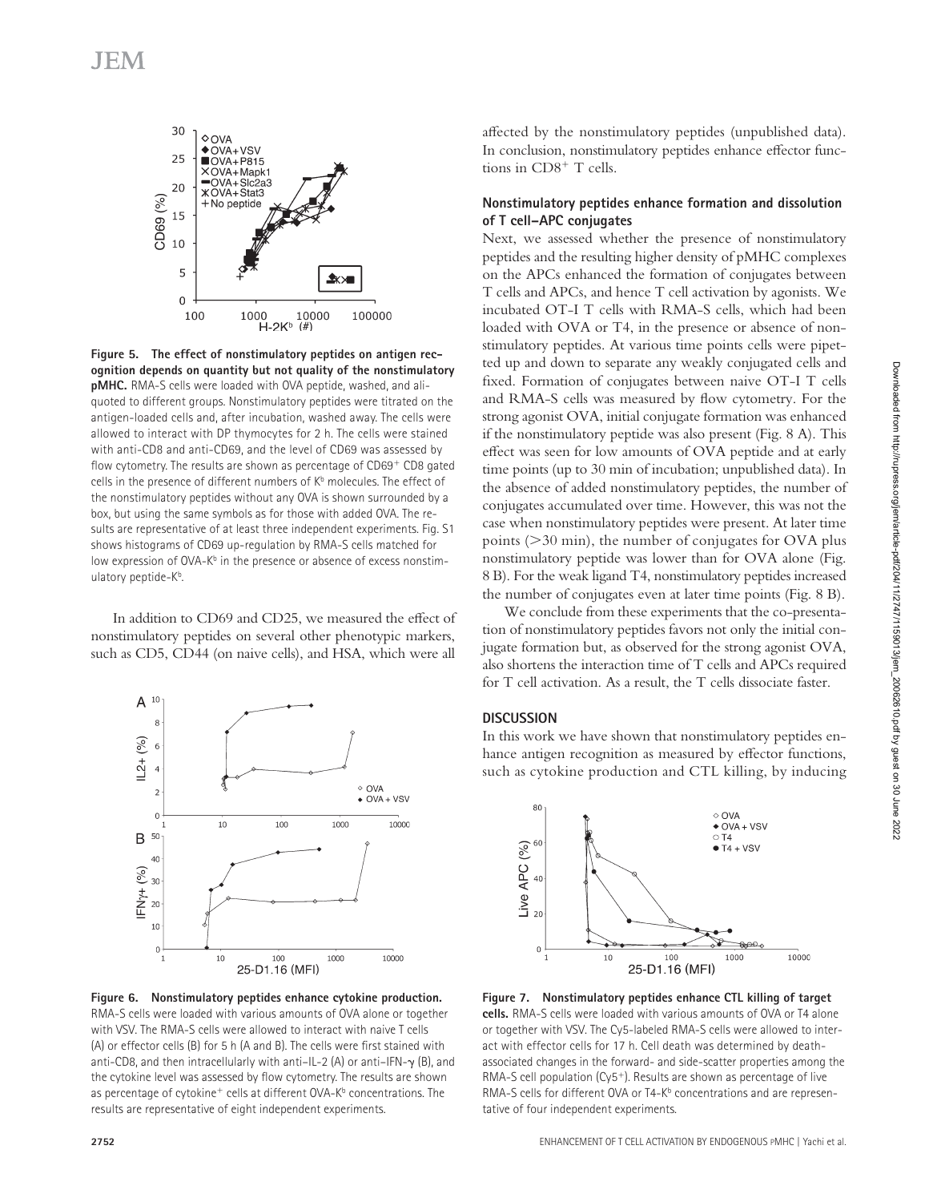**Figure 5. The effect of nonstimulatory peptides on antigen recognition depends on quantity but not quality of the nonstimulatory pMHC.** RMA-S cells were loaded with OVA peptide, washed, and aliquoted to different groups. Nonstimulatory peptides were titrated on the antigen-loaded cells and, after incubation, washed away. The cells were allowed to interact with DP thymocytes for 2 h. The cells were stained with anti-CD8 and anti-CD69, and the level of CD69 was assessed by flow cytometry. The results are shown as percentage of CD69⁺ CD8 gated cells in the presence of different numbers of K$^b$ molecules. The effect of the nonstimulatory peptides without any OVA is shown surrounded by a box, but using the same symbols as for those with added OVA. The results are representative of at least three independent experiments. Fig. S1 shows histograms of CD69 up-regulation by RMA-S cells matched for low expression of OVA-K$^b$ in the presence or absence of excess nonstimulatory peptide-K$^b$.

In addition to CD69 and CD25, we measured the effect of nonstimulatory peptides on several other phenotypic markers, such as CD5, CD44 (on naive cells), and HSA, which were all affected by the nonstimulatory peptides (unpublished data). In conclusion, nonstimulatory peptides enhance effector functions in CD8⁺ T cells.

**Figure 6. Nonstimulatory peptides enhance cytokine production.** RMA-S cells were loaded with various amounts of OVA alone or together with VSV. The RMA-S cells were allowed to interact with naive T cells (A) or effector cells (B) for 5 h (A and B). The cells were first stained with anti-CD8, and then intracellularly with anti–IL-2 (A) or anti–IFN-γ (B), and the cytokine level was assessed by flow cytometry. The results are shown as percentage of cytokine⁺ cells at different OVA-K$^b$ concentrations. The results are representative of eight independent experiments.

### Nonstimulatory peptides enhance formation and dissolution of T cell–APC conjugates

Next, we assessed whether the presence of nonstimulatory peptides and the resulting higher density of pMHC complexes on the APCs enhanced the formation of conjugates between T cells and APCs, and hence T cell activation by agonists. We incubated OT-I T cells with RMA-S cells, which had been loaded with OVA or T4, in the presence or absence of nonstimulatory peptides. At various time points cells were pipetted up and down to separate any weakly conjugated cells and fixed. Formation of conjugates between naive OT-I T cells and RMA-S cells was measured by flow cytometry. For the strong agonist OVA, initial conjugate formation was enhanced if the nonstimulatory peptide was also present (Fig. 8 A). This effect was seen for low amounts of OVA peptide and at early time points (up to 30 min of incubation; unpublished data). In the absence of added nonstimulatory peptides, the number of conjugates accumulated over time. However, this was not the case when nonstimulatory peptides were present. At later time points (>30 min), the number of conjugates for OVA plus nonstimulatory peptide was lower than for OVA alone (Fig. 8 B). For the weak ligand T4, nonstimulatory peptides increased the number of conjugates even at later time points (Fig. 8 B).

We conclude from these experiments that the co-presentation of nonstimulatory peptides favors not only the initial conjugate formation but, as observed for the strong agonist OVA, also shortens the interaction time of T cells and APCs required for T cell activation. As a result, the T cells dissociate faster.

## DISCUSSION

In this work we have shown that nonstimulatory peptides enhance antigen recognition as measured by effector functions, such as cytokine production and CTL killing, by inducing

**Figure 7. Nonstimulatory peptides enhance CTL killing of target cells.** RMA-S cells were loaded with various amounts of OVA or T4 alone or together with VSV. The Cy5-labeled RMA-S cells were allowed to interact with effector cells for 17 h. Cell death was determined by death-associated changes in the forward- and side-scatter properties among the RMA-S cell population (Cy5⁺). Results are shown as percentage of live RMA-S cells for different OVA or T4-K$^b$ concentrations and are representative of four independent experiments.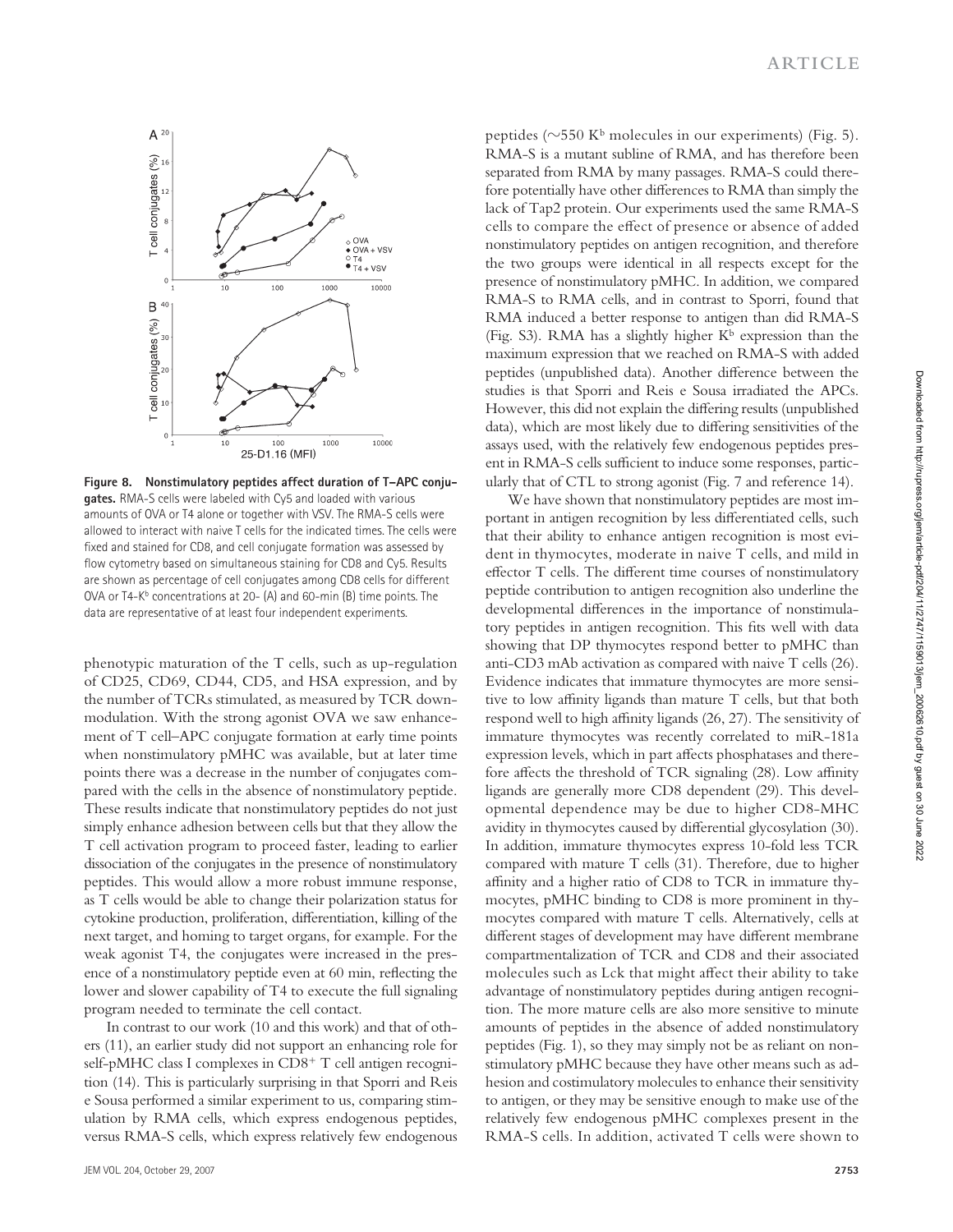**Figure 8. Nonstimulatory peptides affect duration of T–APC conjugates.** RMA-S cells were labeled with Cy5 and loaded with various amounts of OVA or T4 alone or together with VSV. The RMA-S cells were allowed to interact with naive T cells for the indicated times. The cells were fixed and stained for CD8, and cell conjugate formation was assessed by flow cytometry based on simultaneous staining for CD8 and Cy5. Results are shown as percentage of cell conjugates among CD8 cells for different OVA or T4-K$^b$ concentrations at 20- (A) and 60-min (B) time points. The data are representative of at least four independent experiments.

phenotypic maturation of the T cells, such as up-regulation of CD25, CD69, CD44, CD5, and HSA expression, and by the number of TCRs stimulated, as measured by TCR downmodulation. With the strong agonist OVA we saw enhancement of T cell–APC conjugate formation at early time points when nonstimulatory pMHC was available, but at later time points there was a decrease in the number of conjugates compared with the cells in the absence of nonstimulatory peptide. These results indicate that nonstimulatory peptides do not just simply enhance adhesion between cells but that they allow the T cell activation program to proceed faster, leading to earlier dissociation of the conjugates in the presence of nonstimulatory peptides. This would allow a more robust immune response, as T cells would be able to change their polarization status for cytokine production, proliferation, differentiation, killing of the next target, and homing to target organs, for example. For the weak agonist T4, the conjugates were increased in the presence of a nonstimulatory peptide even at 60 min, reflecting the lower and slower capability of T4 to execute the full signaling program needed to terminate the cell contact.

In contrast to our work (10 and this work) and that of others (11), an earlier study did not support an enhancing role for self-pMHC class I complexes in CD8$^+$ T cell antigen recognition (14). This is particularly surprising in that Sporri and Reis e Sousa performed a similar experiment to us, comparing stimulation by RMA cells, which express endogenous peptides, versus RMA-S cells, which express relatively few endogenous peptides (~550 K$^b$ molecules in our experiments) (Fig. 5). RMA-S is a mutant subline of RMA, and has therefore been separated from RMA by many passages. RMA-S could therefore potentially have other differences to RMA than simply the lack of Tap2 protein. Our experiments used the same RMA-S cells to compare the effect of presence or absence of added nonstimulatory peptides on antigen recognition, and therefore the two groups were identical in all respects except for the presence of nonstimulatory pMHC. In addition, we compared RMA-S to RMA cells, and in contrast to Sporri, found that RMA induced a better response to antigen than did RMA-S (Fig. S3). RMA has a slightly higher K$^b$ expression than the maximum expression that we reached on RMA-S with added peptides (unpublished data). Another difference between the studies is that Sporri and Reis e Sousa irradiated the APCs. However, this did not explain the differing results (unpublished data), which are most likely due to differing sensitivities of the assays used, with the relatively few endogenous peptides present in RMA-S cells sufficient to induce some responses, particularly that of CTL to strong agonist (Fig. 7 and reference 14).

We have shown that nonstimulatory peptides are most important in antigen recognition by less differentiated cells, such that their ability to enhance antigen recognition is most evident in thymocytes, moderate in naive T cells, and mild in effector T cells. The different time courses of nonstimulatory peptide contribution to antigen recognition also underline the developmental differences in the importance of nonstimulatory peptides in antigen recognition. This fits well with data showing that DP thymocytes respond better to pMHC than anti-CD3 mAb activation as compared with naive T cells (26). Evidence indicates that immature thymocytes are more sensitive to low affinity ligands than mature T cells, but that both respond well to high affinity ligands (26, 27). The sensitivity of immature thymocytes was recently correlated to miR-181a expression levels, which in part affects phosphatases and therefore affects the threshold of TCR signaling (28). Low affinity ligands are generally more CD8 dependent (29). This developmental dependence may be due to higher CD8-MHC avidity in thymocytes caused by differential glycosylation (30). In addition, immature thymocytes express 10-fold less TCR compared with mature T cells (31). Therefore, due to higher affinity and a higher ratio of CD8 to TCR in immature thymocytes, pMHC binding to CD8 is more prominent in thymocytes compared with mature T cells. Alternatively, cells at different stages of development may have different membrane compartmentalization of TCR and CD8 and their associated molecules such as Lck that might affect their ability to take advantage of nonstimulatory peptides during antigen recognition. The more mature cells are also more sensitive to minute amounts of peptides in the absence of added nonstimulatory peptides (Fig. 1), so they may simply not be as reliant on nonstimulatory pMHC because they have other means such as adhesion and costimulatory molecules to enhance their sensitivity to antigen, or they may be sensitive enough to make use of the relatively few endogenous pMHC complexes present in the RMA-S cells. In addition, activated T cells were shown to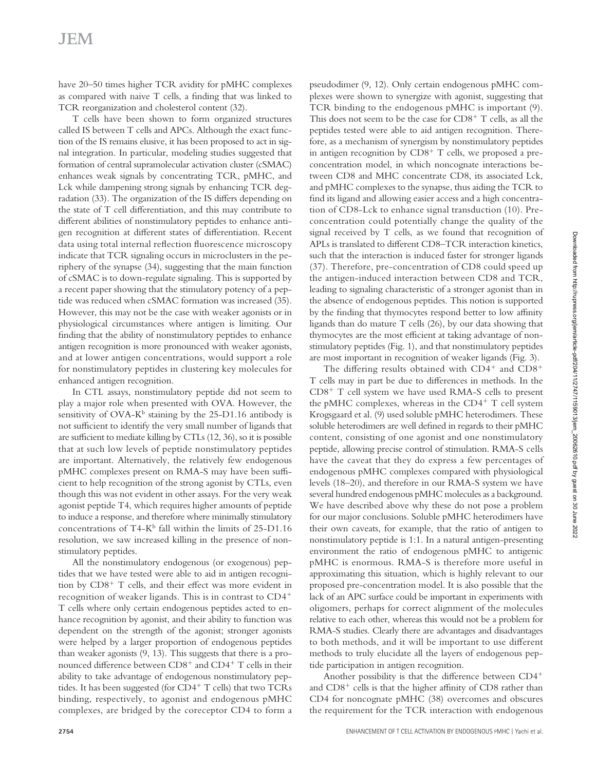have 20–50 times higher TCR avidity for pMHC complexes as compared with naive T cells, a finding that was linked to TCR reorganization and cholesterol content (32).

T cells have been shown to form organized structures called IS between T cells and APCs. Although the exact function of the IS remains elusive, it has been proposed to act in signal integration. In particular, modeling studies suggested that formation of central supramolecular activation cluster (cSMAC) enhances weak signals by concentrating TCR, pMHC, and Lck while dampening strong signals by enhancing TCR degradation (33). The organization of the IS differs depending on the state of T cell differentiation, and this may contribute to different abilities of nonstimulatory peptides to enhance antigen recognition at different states of differentiation. Recent data using total internal reflection fluorescence microscopy indicate that TCR signaling occurs in microclusters in the periphery of the synapse (34), suggesting that the main function of cSMAC is to down-regulate signaling. This is supported by a recent paper showing that the stimulatory potency of a peptide was reduced when cSMAC formation was increased (35). However, this may not be the case with weaker agonists or in physiological circumstances where antigen is limiting. Our finding that the ability of nonstimulatory peptides to enhance antigen recognition is more pronounced with weaker agonists, and at lower antigen concentrations, would support a role for nonstimulatory peptides in clustering key molecules for enhanced antigen recognition.

In CTL assays, nonstimulatory peptide did not seem to play a major role when presented with OVA. However, the sensitivity of OVA-$K^b$ staining by the 25-D1.16 antibody is not sufficient to identify the very small number of ligands that are sufficient to mediate killing by CTLs (12, 36), so it is possible that at such low levels of peptide nonstimulatory peptides are important. Alternatively, the relatively few endogenous pMHC complexes present on RMA-S may have been sufficient to help recognition of the strong agonist by CTLs, even though this was not evident in other assays. For the very weak agonist peptide T4, which requires higher amounts of peptide to induce a response, and therefore where minimally stimulatory concentrations of T4-$K^b$ fall within the limits of 25-D1.16 resolution, we saw increased killing in the presence of nonstimulatory peptides.

All the nonstimulatory endogenous (or exogenous) peptides that we have tested were able to aid in antigen recognition by $CD8^+$ T cells, and their effect was more evident in recognition of weaker ligands. This is in contrast to $CD4^+$ T cells where only certain endogenous peptides acted to enhance recognition by agonist, and their ability to function was dependent on the strength of the agonist; stronger agonists were helped by a larger proportion of endogenous peptides than weaker agonists (9, 13). This suggests that there is a pronounced difference between $CD8^+$ and $CD4^+$ T cells in their ability to take advantage of endogenous nonstimulatory peptides. It has been suggested (for $CD4^+$ T cells) that two TCRs binding, respectively, to agonist and endogenous pMHC complexes, are bridged by the coreceptor CD4 to form a pseudodimer (9, 12). Only certain endogenous pMHC complexes were shown to synergize with agonist, suggesting that TCR binding to the endogenous pMHC is important (9). This does not seem to be the case for $CD8^+$ T cells, as all the peptides tested were able to aid antigen recognition. Therefore, as a mechanism of synergism by nonstimulatory peptides in antigen recognition by $CD8^+$ T cells, we proposed a pre-concentration model, in which noncognate interactions between CD8 and MHC concentrate CD8, its associated Lck, and pMHC complexes to the synapse, thus aiding the TCR to find its ligand and allowing easier access and a high concentration of CD8-Lck to enhance signal transduction (10). Pre-concentration could potentially change the quality of the signal received by T cells, as we found that recognition of APLs is translated to different CD8–TCR interaction kinetics, such that the interaction is induced faster for stronger ligands (37). Therefore, pre-concentration of CD8 could speed up the antigen-induced interaction between CD8 and TCR, leading to signaling characteristic of a stronger agonist than in the absence of endogenous peptides. This notion is supported by the finding that thymocytes respond better to low affinity ligands than do mature T cells (26), by our data showing that thymocytes are the most efficient at taking advantage of nonstimulatory peptides (Fig. 1), and that nonstimulatory peptides are most important in recognition of weaker ligands (Fig. 3).

The differing results obtained with $CD4^+$ and $CD8^+$ T cells may in part be due to differences in methods. In the $CD8^+$ T cell system we have used RMA-S cells to present the pMHC complexes, whereas in the $CD4^+$ T cell system Krogsgaard et al. (9) used soluble pMHC heterodimers. These soluble heterodimers are well defined in regards to their pMHC content, consisting of one agonist and one nonstimulatory peptide, allowing precise control of stimulation. RMA-S cells have the caveat that they do express a few percentages of endogenous pMHC complexes compared with physiological levels (18–20), and therefore in our RMA-S system we have several hundred endogenous pMHC molecules as a background. We have described above why these do not pose a problem for our major conclusions. Soluble pMHC heterodimers have their own caveats, for example, that the ratio of antigen to nonstimulatory peptide is 1:1. In a natural antigen-presenting environment the ratio of endogenous pMHC to antigenic pMHC is enormous. RMA-S is therefore more useful in approximating this situation, which is highly relevant to our proposed pre-concentration model. It is also possible that the lack of an APC surface could be important in experiments with oligomers, perhaps for correct alignment of the molecules relative to each other, whereas this would not be a problem for RMA-S studies. Clearly there are advantages and disadvantages to both methods, and it will be important to use different methods to truly elucidate all the layers of endogenous peptide participation in antigen recognition.

Another possibility is that the difference between $CD4^+$ and $CD8^+$ cells is that the higher affinity of CD8 rather than CD4 for noncognate pMHC (38) overcomes and obscures the requirement for the TCR interaction with endogenous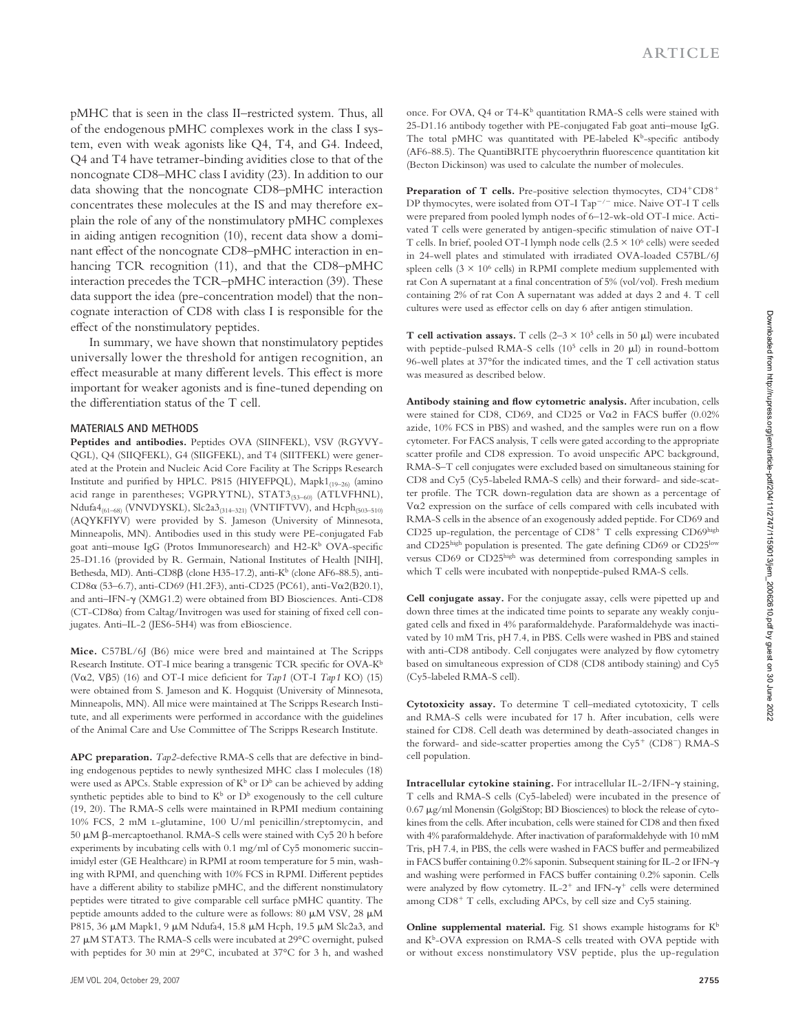pMHC that is seen in the class II–restricted system. Thus, all of the endogenous pMHC complexes work in the class I system, even with weak agonists like Q4, T4, and G4. Indeed, Q4 and T4 have tetramer-binding avidities close to that of the noncognate CD8–MHC class I avidity (23). In addition to our data showing that the noncognate CD8–pMHC interaction concentrates these molecules at the IS and may therefore explain the role of any of the nonstimulatory pMHC complexes in aiding antigen recognition (10), recent data show a dominant effect of the noncognate CD8–pMHC interaction in enhancing TCR recognition (11), and that the CD8–pMHC interaction precedes the TCR–pMHC interaction (39). These data support the idea (pre-concentration model) that the noncognate interaction of CD8 with class I is responsible for the effect of the nonstimulatory peptides.

In summary, we have shown that nonstimulatory peptides universally lower the threshold for antigen recognition, an effect measurable at many different levels. This effect is more important for weaker agonists and is fine-tuned depending on the differentiation status of the T cell.

## MATERIALS AND METHODS

**Peptides and antibodies.** Peptides OVA (SIINFEKL), VSV (RGYVYQGL), Q4 (SIIQFEKL), G4 (SIIGFEKL), and T4 (SIITFEKL) were generated at the Protein and Nucleic Acid Core Facility at The Scripps Research Institute and purified by HPLC. P815 (HIYEFPQL), Mapk1$_{(19–26)}$ (amino acid range in parentheses; VGPRYTNL), STAT3$_{(53–60)}$ (ATLVFHNL), Ndufa4$_{(61–68)}$ (VNVDYSKL), Slc2a3$_{(314–321)}$ (VNTIFTVV), and Hcph$_{(503–510)}$ (AQYKFIYV) were provided by S. Jameson (University of Minnesota, Minneapolis, MN). Antibodies used in this study were PE-conjugated Fab goat anti–mouse IgG (Protos Immunoresearch) and H2-K$^b$ OVA-specific 25-D1.16 (provided by R. Germain, National Institutes of Health [NIH], Bethesda, MD). Anti-CD8β (clone H35-17.2), anti-K$^b$ (clone AF6-88.5), anti-CD8α (53–6.7), anti-CD69 (H1.2F3), anti-CD25 (PC61), anti-Vα2(B20.1), and anti–IFN-γ (XMG1.2) were obtained from BD Biosciences. Anti-CD8 (CT-CD8α) from Caltag/Invitrogen was used for staining of fixed cell conjugates. Anti–IL-2 (JES6-5H4) was from eBioscience.

**Mice.** C57BL/6J (B6) mice were bred and maintained at The Scripps Research Institute. OT-I mice bearing a transgenic TCR specific for OVA-K$^b$ (Vα2, Vβ5) (16) and OT-I mice deficient for *Tap1* (OT-I *Tap1* KO) (15) were obtained from S. Jameson and K. Hogquist (University of Minnesota, Minneapolis, MN). All mice were maintained at The Scripps Research Institute, and all experiments were performed in accordance with the guidelines of the Animal Care and Use Committee of The Scripps Research Institute.

**APC preparation.** *Tap2*-defective RMA-S cells that are defective in binding endogenous peptides to newly synthesized MHC class I molecules (18) were used as APCs. Stable expression of K$^b$ or D$^b$ can be achieved by adding synthetic peptides able to bind to K$^b$ or D$^b$ exogenously to the cell culture (19, 20). The RMA-S cells were maintained in RPMI medium containing 10% FCS, 2 mM L-glutamine, 100 U/ml penicillin/streptomycin, and 50 μM β-mercaptoethanol. RMA-S cells were stained with Cy5 20 h before experiments by incubating cells with 0.1 mg/ml of Cy5 monomeric succinimidyl ester (GE Healthcare) in RPMI at room temperature for 5 min, washing with RPMI, and quenching with 10% FCS in RPMI. Different peptides have a different ability to stabilize pMHC, and the different nonstimulatory peptides were titrated to give comparable cell surface pMHC quantity. The peptide amounts added to the culture were as follows: 80 μM VSV, 28 μM P815, 36 μM Mapk1, 9 μM Ndufa4, 15.8 μM Hcph, 19.5 μM Slc2a3, and 27 μM STAT3. The RMA-S cells were incubated at 29°C overnight, pulsed with peptides for 30 min at 29°C, incubated at 37°C for 3 h, and washed once. For OVA, Q4 or T4-K$^b$ quantitation RMA-S cells were stained with 25-D1.16 antibody together with PE-conjugated Fab goat anti–mouse IgG. The total pMHC was quantitated with PE-labeled K$^b$-specific antibody (AF6-88.5). The QuantiBRITE phycoerythrin fluorescence quantitation kit (Becton Dickinson) was used to calculate the number of molecules.

**Preparation of T cells.** Pre-positive selection thymocytes, CD4$^+$CD8$^+$ DP thymocytes, were isolated from OT-I Tap$^{-/-}$ mice. Naive OT-I T cells were prepared from pooled lymph nodes of 6–12-wk-old OT-I mice. Activated T cells were generated by antigen-specific stimulation of naive OT-I T cells. In brief, pooled OT-I lymph node cells ($2.5 \times 10^6$ cells) were seeded in 24-well plates and stimulated with irradiated OVA-loaded C57BL/6J spleen cells ($3 \times 10^6$ cells) in RPMI complete medium supplemented with rat Con A supernatant at a final concentration of 5% (vol/vol). Fresh medium containing 2% of rat Con A supernatant was added at days 2 and 4. T cell cultures were used as effector cells on day 6 after antigen stimulation.

**T cell activation assays.** T cells ($2–3 \times 10^5$ cells in 50 μl) were incubated with peptide-pulsed RMA-S cells ($10^5$ cells in 20 μl) in round-bottom 96-well plates at 37°for the indicated times, and the T cell activation status was measured as described below.

**Antibody staining and flow cytometric analysis.** After incubation, cells were stained for CD8, CD69, and CD25 or Vα2 in FACS buffer (0.02% azide, 10% FCS in PBS) and washed, and the samples were run on a flow cytometer. For FACS analysis, T cells were gated according to the appropriate scatter profile and CD8 expression. To avoid unspecific APC background, RMA-S–T cell conjugates were excluded based on simultaneous staining for CD8 and Cy5 (Cy5-labeled RMA-S cells) and their forward- and side-scatter profile. The TCR down-regulation data are shown as a percentage of Vα2 expression on the surface of cells compared with cells incubated with RMA-S cells in the absence of an exogenously added peptide. For CD69 and CD25 up-regulation, the percentage of CD8$^+$ T cells expressing CD69$^{high}$ and CD25$^{high}$ population is presented. The gate defining CD69 or CD25$^{low}$ versus CD69 or CD25$^{high}$ was determined from corresponding samples in which T cells were incubated with nonpeptide-pulsed RMA-S cells.

**Cell conjugate assay.** For the conjugate assay, cells were pipetted up and down three times at the indicated time points to separate any weakly conjugated cells and fixed in 4% paraformaldehyde. Paraformaldehyde was inactivated by 10 mM Tris, pH 7.4, in PBS. Cells were washed in PBS and stained with anti-CD8 antibody. Cell conjugates were analyzed by flow cytometry based on simultaneous expression of CD8 (CD8 antibody staining) and Cy5 (Cy5-labeled RMA-S cell).

**Cytotoxicity assay.** To determine T cell–mediated cytotoxicity, T cells and RMA-S cells were incubated for 17 h. After incubation, cells were stained for CD8. Cell death was determined by death-associated changes in the forward- and side-scatter properties among the Cy5$^+$ (CD8$^-$) RMA-S cell population.

**Intracellular cytokine staining.** For intracellular IL-2/IFN-γ staining, T cells and RMA-S cells (Cy5-labeled) were incubated in the presence of 0.67 μg/ml Monensin (GolgiStop; BD Biosciences) to block the release of cytokines from the cells. After incubation, cells were stained for CD8 and then fixed with 4% paraformaldehyde. After inactivation of paraformaldehyde with 10 mM Tris, pH 7.4, in PBS, the cells were washed in FACS buffer and permeabilized in FACS buffer containing 0.2% saponin. Subsequent staining for IL-2 or IFN-γ and washing were performed in FACS buffer containing 0.2% saponin. Cells were analyzed by flow cytometry. IL-2$^+$ and IFN-γ$^+$ cells were determined among CD8$^+$ T cells, excluding APCs, by cell size and Cy5 staining.

**Online supplemental material.** Fig. S1 shows example histograms for K$^b$ and K$^b$–OVA expression on RMA-S cells treated with OVA peptide with or without excess nonstimulatory VSV peptide, plus the up-regulation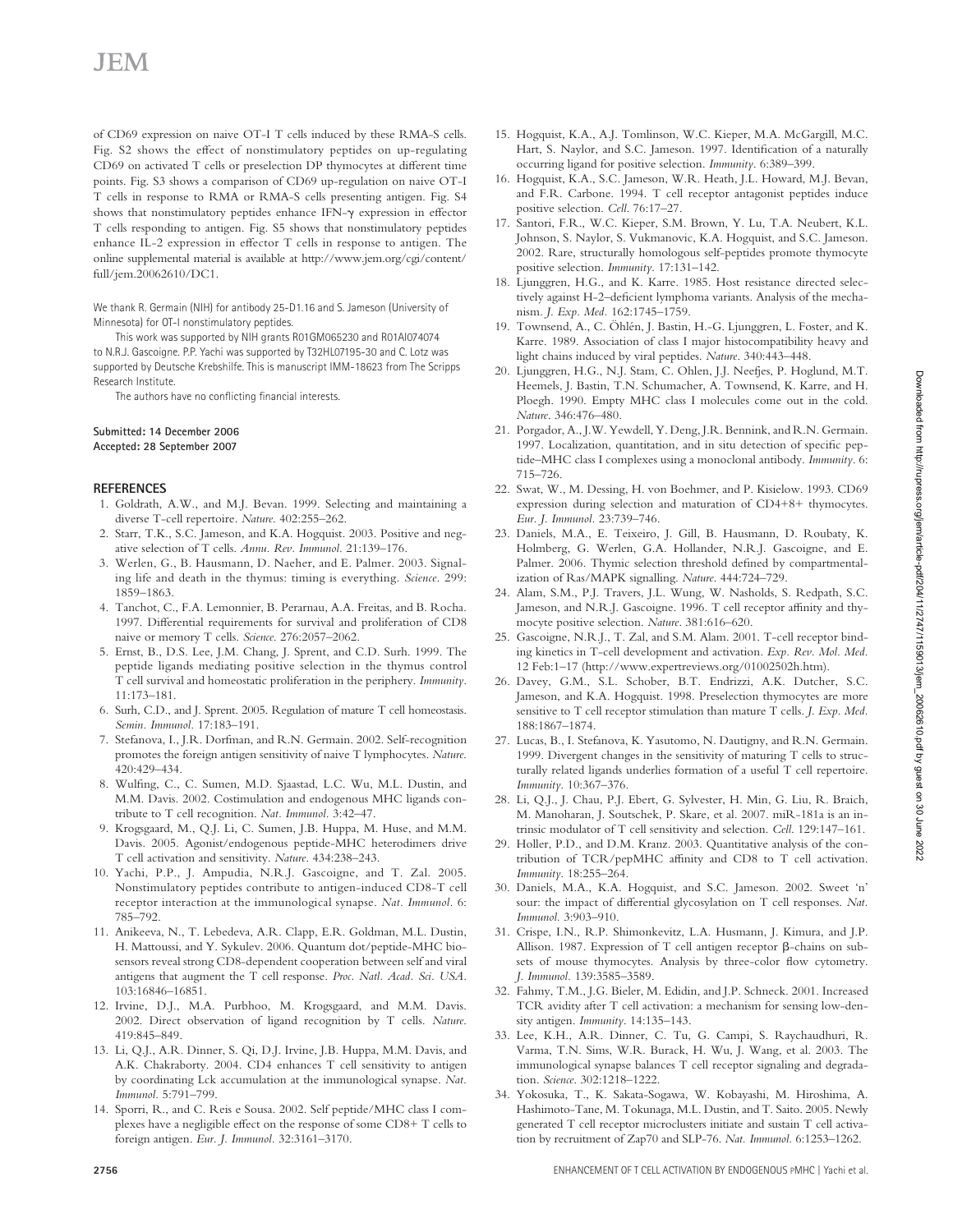of CD69 expression on naive OT-I T cells induced by these RMA-S cells. Fig. S2 shows the effect of nonstimulatory peptides on up-regulating CD69 on activated T cells or preselection DP thymocytes at different time points. Fig. S3 shows a comparison of CD69 up-regulation on naive OT-I T cells in response to RMA or RMA-S cells presenting antigen. Fig. S4 shows that nonstimulatory peptides enhance IFN-γ expression in effector T cells responding to antigen. Fig. S5 shows that nonstimulatory peptides enhance IL-2 expression in effector T cells in response to antigen. The online supplemental material is available at http://www.jem.org/cgi/content/full/jem.20062610/DC1.

We thank R. Germain (NIH) for antibody 25-D1.16 and S. Jameson (University of Minnesota) for OT-I nonstimulatory peptides.

This work was supported by NIH grants R01GM065230 and R01AI074074 to N.R.J. Gascoigne. P.P. Yachi was supported by T32HL07195-30 and C. Lotz was supported by Deutsche Krebshilfe. This is manuscript IMM-18623 from The Scripps Research Institute.

The authors have no conflicting financial interests.

**Submitted: 14 December 2006**
**Accepted: 28 September 2007**

## REFERENCES

1. Goldrath, A.W., and M.J. Bevan. 1999. Selecting and maintaining a diverse T-cell repertoire. *Nature.* 402:255–262.
2. Starr, T.K., S.C. Jameson, and K.A. Hogquist. 2003. Positive and negative selection of T cells. *Annu. Rev. Immunol.* 21:139–176.
3. Werlen, G., B. Hausmann, D. Naeher, and E. Palmer. 2003. Signaling life and death in the thymus: timing is everything. *Science.* 299: 1859–1863.
4. Tanchot, C., F.A. Lemonnier, B. Perarnau, A.A. Freitas, and B. Rocha. 1997. Differential requirements for survival and proliferation of CD8 naive or memory T cells. *Science.* 276:2057–2062.
5. Ernst, B., D.S. Lee, J.M. Chang, J. Sprent, and C.D. Surh. 1999. The peptide ligands mediating positive selection in the thymus control T cell survival and homeostatic proliferation in the periphery. *Immunity.* 11:173–181.
6. Surh, C.D., and J. Sprent. 2005. Regulation of mature T cell homeostasis. *Semin. Immunol.* 17:183–191.
7. Stefanova, I., J.R. Dorfman, and R.N. Germain. 2002. Self-recognition promotes the foreign antigen sensitivity of naive T lymphocytes. *Nature.* 420:429–434.
8. Wulfing, C., C. Sumen, M.D. Sjaastad, L.C. Wu, M.L. Dustin, and M.M. Davis. 2002. Costimulation and endogenous MHC ligands contribute to T cell recognition. *Nat. Immunol.* 3:42–47.
9. Krogsgaard, M., Q.J. Li, C. Sumen, J.B. Huppa, M. Huse, and M.M. Davis. 2005. Agonist/endogenous peptide-MHC heterodimers drive T cell activation and sensitivity. *Nature.* 434:238–243.
10. Yachi, P.P., J. Ampudia, N.R.J. Gascoigne, and T. Zal. 2005. Nonstimulatory peptides contribute to antigen-induced CD8-T cell receptor interaction at the immunological synapse. *Nat. Immunol.* 6: 785–792.
11. Anikeeva, N., T. Lebedeva, A.R. Clapp, E.R. Goldman, M.L. Dustin, H. Mattoussi, and Y. Sykulev. 2006. Quantum dot/peptide-MHC biosensors reveal strong CD8-dependent cooperation between self and viral antigens that augment the T cell response. *Proc. Natl. Acad. Sci. USA.* 103:16846–16851.
12. Irvine, D.J., M.A. Purbhoo, M. Krogsgaard, and M.M. Davis. 2002. Direct observation of ligand recognition by T cells. *Nature.* 419:845–849.
13. Li, Q.J., A.R. Dinner, S. Qi, D.J. Irvine, J.B. Huppa, M.M. Davis, and A.K. Chakraborty. 2004. CD4 enhances T cell sensitivity to antigen by coordinating Lck accumulation at the immunological synapse. *Nat. Immunol.* 5:791–799.
14. Sporri, R., and C. Reis e Sousa. 2002. Self peptide/MHC class I complexes have a negligible effect on the response of some CD8+ T cells to foreign antigen. *Eur. J. Immunol.* 32:3161–3170.
15. Hogquist, K.A., A.J. Tomlinson, W.C. Kieper, M.A. McGargill, M.C. Hart, S. Naylor, and S.C. Jameson. 1997. Identification of a naturally occurring ligand for positive selection. *Immunity.* 6:389–399.
16. Hogquist, K.A., S.C. Jameson, W.R. Heath, J.L. Howard, M.J. Bevan, and F.R. Carbone. 1994. T cell receptor antagonist peptides induce positive selection. *Cell.* 76:17–27.
17. Santori, F.R., W.C. Kieper, S.M. Brown, Y. Lu, T.A. Neubert, K.L. Johnson, S. Naylor, S. Vukmanovic, K.A. Hogquist, and S.C. Jameson. 2002. Rare, structurally homologous self-peptides promote thymocyte positive selection. *Immunity.* 17:131–142.
18. Ljunggren, H.G., and K. Karre. 1985. Host resistance directed selectively against H-2–deficient lymphoma variants. Analysis of the mechanism. *J. Exp. Med.* 162:1745–1759.
19. Townsend, A., C. Öhlén, J. Bastin, H.-G. Ljunggren, L. Foster, and K. Karre. 1989. Association of class I major histocompatibility heavy and light chains induced by viral peptides. *Nature.* 340:443–448.
20. Ljunggren, H.G., N.J. Stam, C. Ohlen, J.J. Neefjes, P. Hoglund, M.T. Heemels, J. Bastin, T.N. Schumacher, A. Townsend, K. Karre, and H. Ploegh. 1990. Empty MHC class I molecules come out in the cold. *Nature.* 346:476–480.
21. Porgador, A., J.W. Yewdell, Y. Deng, J.R. Bennink, and R.N. Germain. 1997. Localization, quantitation, and in situ detection of specific peptide–MHC class I complexes using a monoclonal antibody. *Immunity.* 6: 715–726.
22. Swat, W., M. Dessing, H. von Boehmer, and P. Kisielow. 1993. CD69 expression during selection and maturation of CD4+8+ thymocytes. *Eur. J. Immunol.* 23:739–746.
23. Daniels, M.A., E. Teixeiro, J. Gill, B. Hausmann, D. Roubaty, K. Holmberg, G. Werlen, G.A. Hollander, N.R.J. Gascoigne, and E. Palmer. 2006. Thymic selection threshold defined by compartmentalization of Ras/MAPK signalling. *Nature.* 444:724–729.
24. Alam, S.M., P.J. Travers, J.L. Wung, W. Nasholds, S. Redpath, S.C. Jameson, and N.R.J. Gascoigne. 1996. T cell receptor affinity and thymocyte positive selection. *Nature.* 381:616–620.
25. Gascoigne, N.R.J., T. Zal, and S.M. Alam. 2001. T-cell receptor binding kinetics in T-cell development and activation. *Exp. Rev. Mol. Med.* 12 Feb:1–17 (http://www.expertreviews.org/01002502h.htm).
26. Davey, G.M., S.L. Schober, B.T. Endrizzi, A.K. Dutcher, S.C. Jameson, and K.A. Hogquist. 1998. Preselection thymocytes are more sensitive to T cell receptor stimulation than mature T cells. *J. Exp. Med.* 188:1867–1874.
27. Lucas, B., I. Stefanova, K. Yasutomo, N. Dautigny, and R.N. Germain. 1999. Divergent changes in the sensitivity of maturing T cells to structurally related ligands underlies formation of a useful T cell repertoire. *Immunity.* 10:367–376.
28. Li, Q.J., J. Chau, P.J. Ebert, G. Sylvester, H. Min, G. Liu, R. Braich, M. Manoharan, J. Soutschek, P. Skare, et al. 2007. miR-181a is an intrinsic modulator of T cell sensitivity and selection. *Cell.* 129:147–161.
29. Holler, P.D., and D.M. Kranz. 2003. Quantitative analysis of the contribution of TCR/pepMHC affinity and CD8 to T cell activation. *Immunity.* 18:255–264.
30. Daniels, M.A., K.A. Hogquist, and S.C. Jameson. 2002. Sweet 'n' sour: the impact of differential glycosylation on T cell responses. *Nat. Immunol.* 3:903–910.
31. Crispe, I.N., R.P. Shimonkevitz, L.A. Husmann, J. Kimura, and J.P. Allison. 1987. Expression of T cell antigen receptor β-chains on subsets of mouse thymocytes. Analysis by three-color flow cytometry. *J. Immunol.* 139:3585–3589.
32. Fahmy, T.M., J.G. Bieler, M. Edidin, and J.P. Schneck. 2001. Increased TCR avidity after T cell activation: a mechanism for sensing low-density antigen. *Immunity.* 14:135–143.
33. Lee, K.H., A.R. Dinner, C. Tu, G. Campi, S. Raychaudhuri, R. Varma, T.N. Sims, W.R. Burack, H. Wu, J. Wang, et al. 2003. The immunological synapse balances T cell receptor signaling and degradation. *Science.* 302:1218–1222.
34. Yokosuka, T., K. Sakata-Sogawa, W. Kobayashi, M. Hiroshima, A. Hashimoto-Tane, M. Tokunaga, M.L. Dustin, and T. Saito. 2005. Newly generated T cell receptor microclusters initiate and sustain T cell activation by recruitment of Zap70 and SLP-76. *Nat. Immunol.* 6:1253–1262.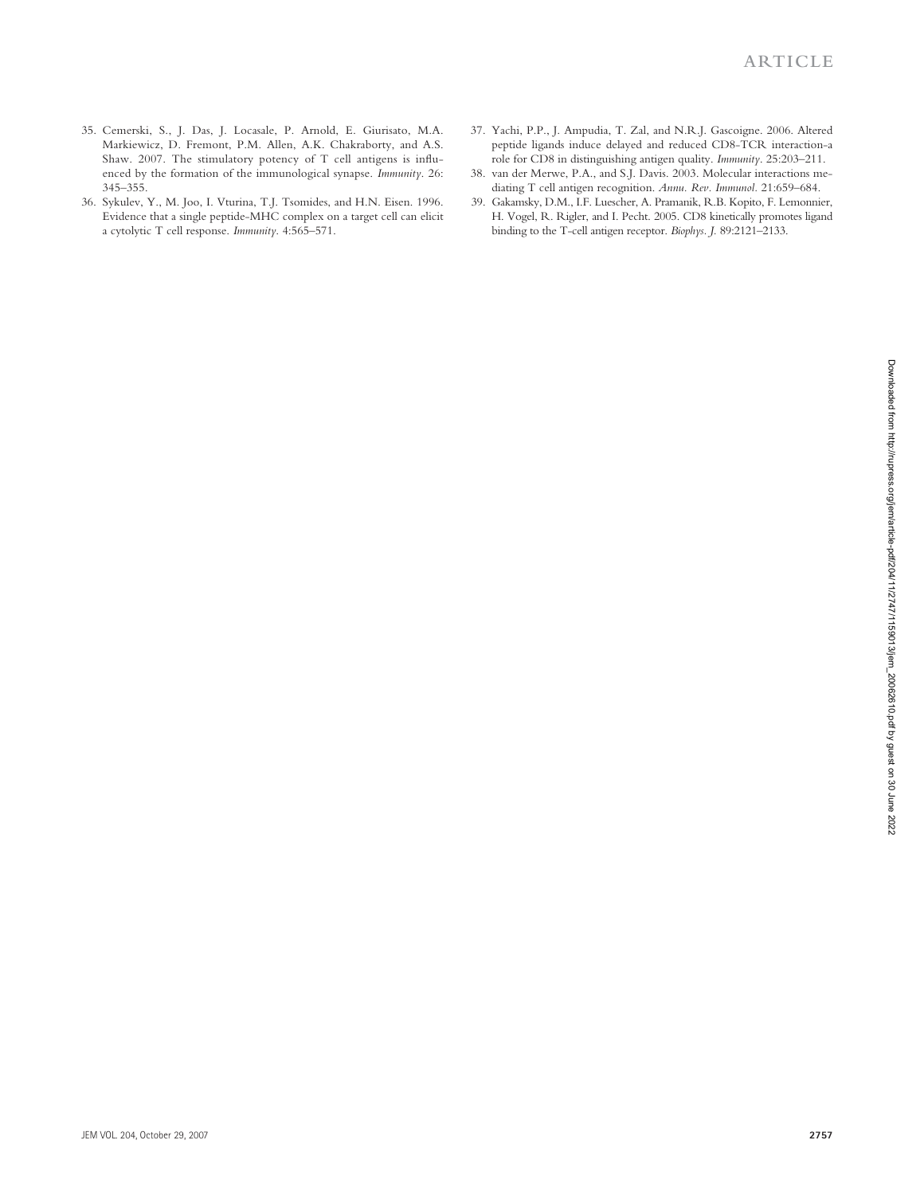35. Cemerski, S., J. Das, J. Locasale, P. Arnold, E. Giurisato, M.A. Markiewicz, D. Fremont, P.M. Allen, A.K. Chakraborty, and A.S. Shaw. 2007. The stimulatory potency of T cell antigens is influenced by the formation of the immunological synapse. *Immunity*. 26: 345–355.
36. Sykulev, Y., M. Joo, I. Vturina, T.J. Tsomides, and H.N. Eisen. 1996. Evidence that a single peptide-MHC complex on a target cell can elicit a cytolytic T cell response. *Immunity*. 4:565–571.
37. Yachi, P.P., J. Ampudia, T. Zal, and N.R.J. Gascoigne. 2006. Altered peptide ligands induce delayed and reduced CD8-TCR interaction-a role for CD8 in distinguishing antigen quality. *Immunity*. 25:203–211.
38. van der Merwe, P.A., and S.J. Davis. 2003. Molecular interactions mediating T cell antigen recognition. *Annu. Rev. Immunol.* 21:659–684.
39. Gakamsky, D.M., I.F. Luescher, A. Pramanik, R.B. Kopito, F. Lemonnier, H. Vogel, R. Rigler, and I. Pecht. 2005. CD8 kinetically promotes ligand binding to the T-cell antigen receptor. *Biophys. J.* 89:2121–2133.